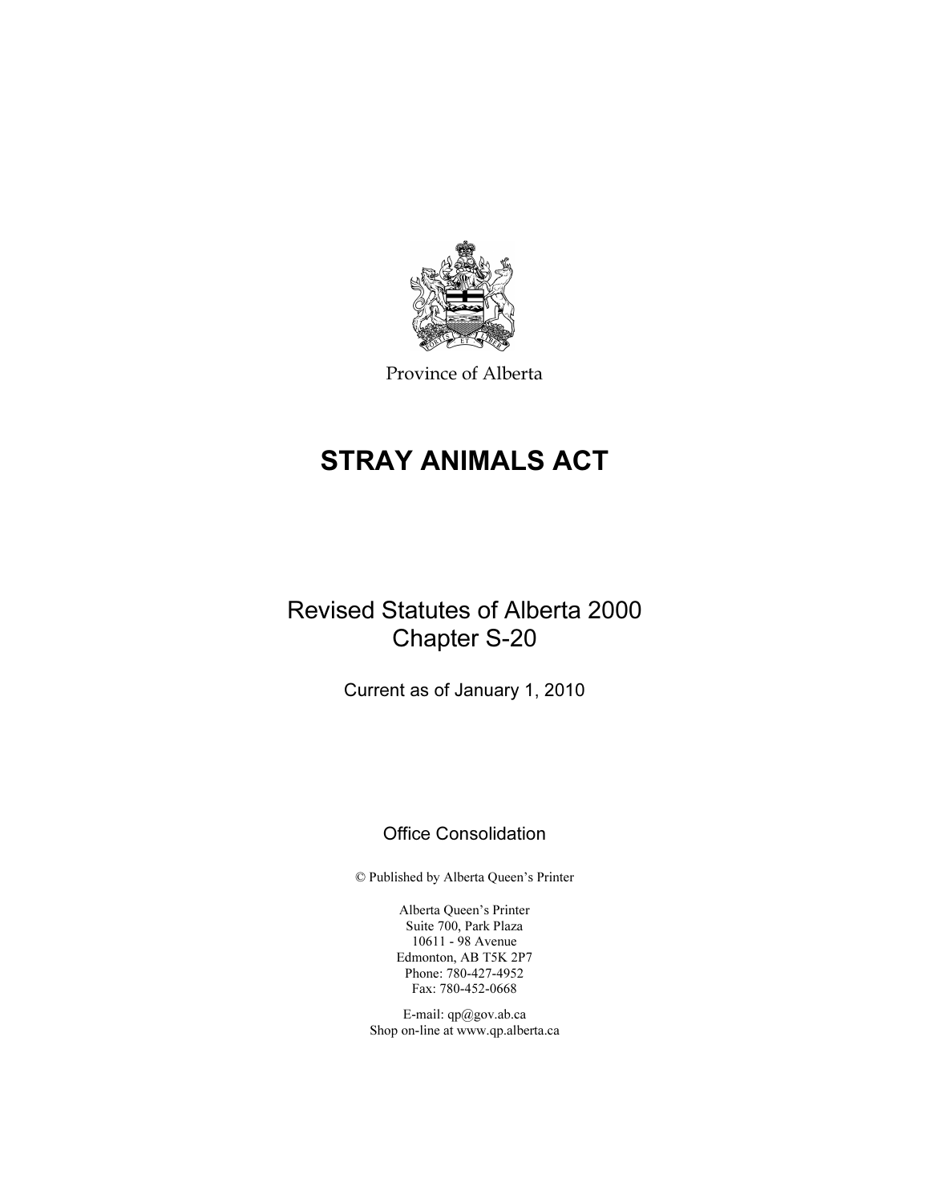Province of Alberta

# STRAY ANIMALS ACT

Revised Statutes of Alberta 2000
Chapter S-20

Current as of January 1, 2010

Office Consolidation

© Published by Alberta Queen's Printer

Alberta Queen's Printer
Suite 700, Park Plaza
10611 - 98 Avenue
Edmonton, AB T5K 2P7
Phone: 780-427-4952
Fax: 780-452-0668

E-mail: qp@gov.ab.ca
Shop on-line at www.qp.alberta.ca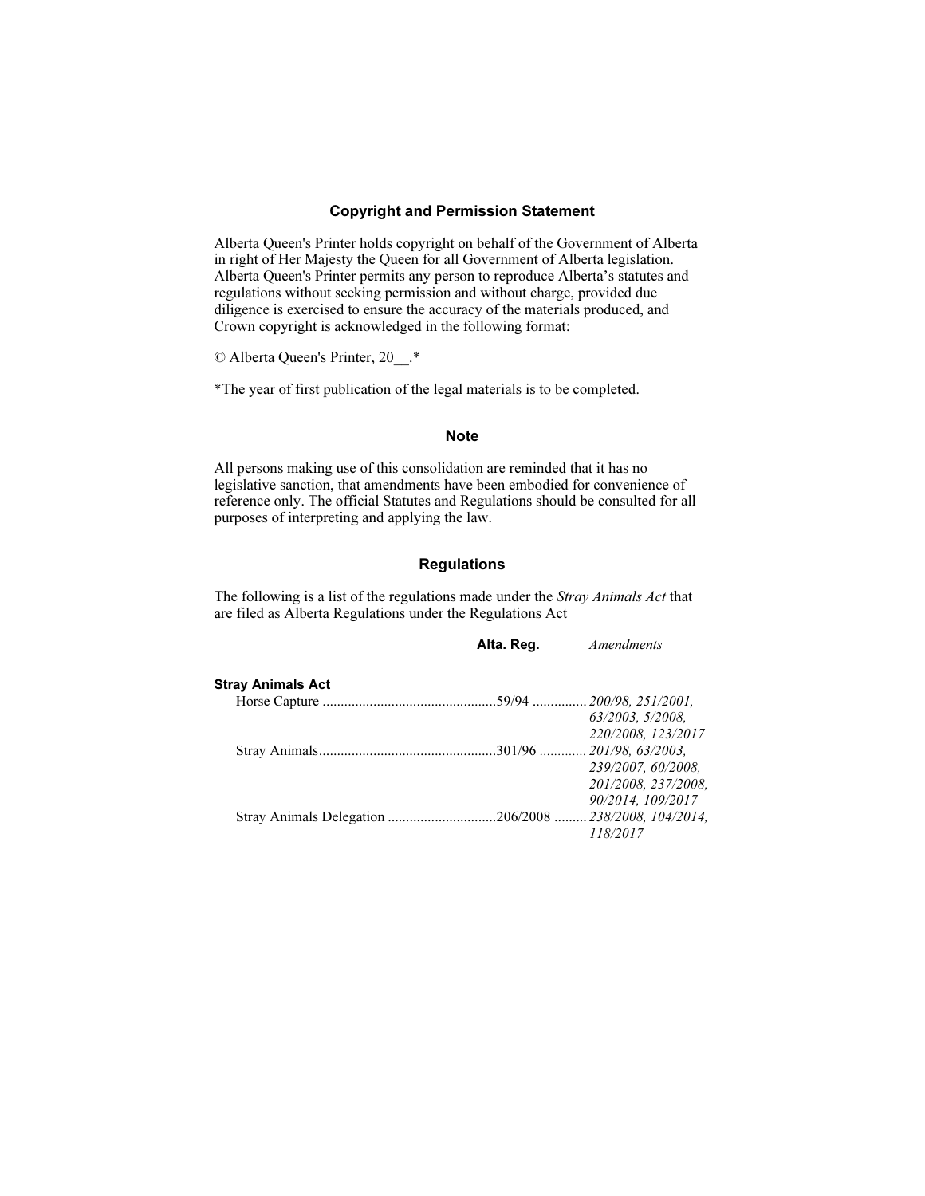## Copyright and Permission Statement

Alberta Queen's Printer holds copyright on behalf of the Government of Alberta in right of Her Majesty the Queen for all Government of Alberta legislation. Alberta Queen's Printer permits any person to reproduce Alberta's statutes and regulations without seeking permission and without charge, provided due diligence is exercised to ensure the accuracy of the materials produced, and Crown copyright is acknowledged in the following format:

© Alberta Queen's Printer, 20__.*

*The year of first publication of the legal materials is to be completed.

## Note

All persons making use of this consolidation are reminded that it has no legislative sanction, that amendments have been embodied for convenience of reference only. The official Statutes and Regulations should be consulted for all purposes of interpreting and applying the law.

## Regulations

The following is a list of the regulations made under the *Stray Animals Act* that are filed as Alberta Regulations under the Regulations Act

| | **Alta. Reg.** | *Amendments* |
|---|---|---|
| **Stray Animals Act** | | |
| Horse Capture | 59/94 | *200/98, 251/2001, 63/2003, 5/2008, 220/2008, 123/2017* |
| Stray Animals | 301/96 | *201/98, 63/2003, 239/2007, 60/2008, 201/2008, 237/2008, 90/2014, 109/2017* |
| Stray Animals Delegation | 206/2008 | *238/2008, 104/2014, 118/2017* |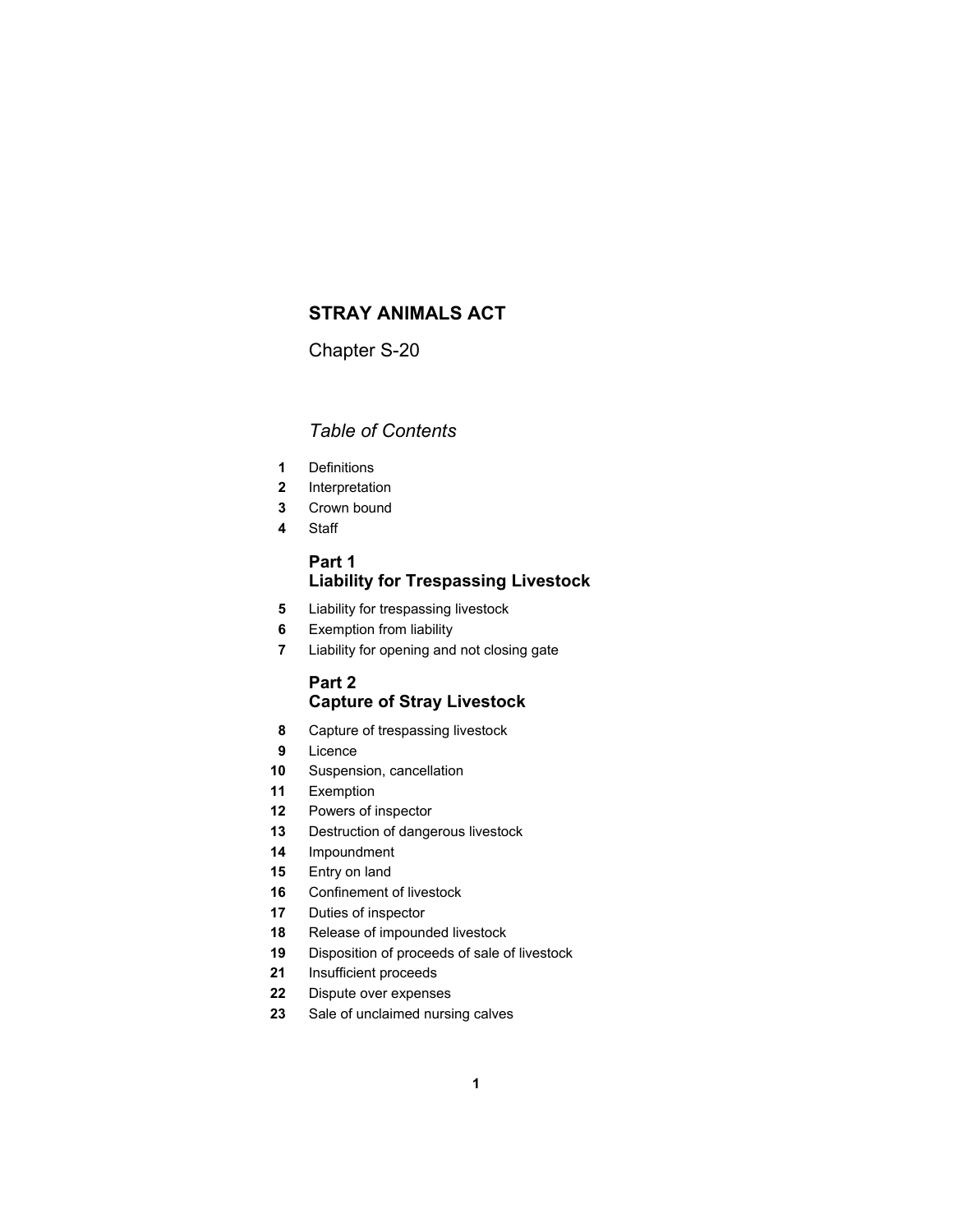# STRAY ANIMALS ACT

Chapter S-20

*Table of Contents*

**1** Definitions
**2** Interpretation
**3** Crown bound
**4** Staff

## Part 1
## Liability for Trespassing Livestock

**5** Liability for trespassing livestock
**6** Exemption from liability
**7** Liability for opening and not closing gate

## Part 2
## Capture of Stray Livestock

**8** Capture of trespassing livestock
**9** Licence
**10** Suspension, cancellation
**11** Exemption
**12** Powers of inspector
**13** Destruction of dangerous livestock
**14** Impoundment
**15** Entry on land
**16** Confinement of livestock
**17** Duties of inspector
**18** Release of impounded livestock
**19** Disposition of proceeds of sale of livestock
**21** Insufficient proceeds
**22** Dispute over expenses
**23** Sale of unclaimed nursing calves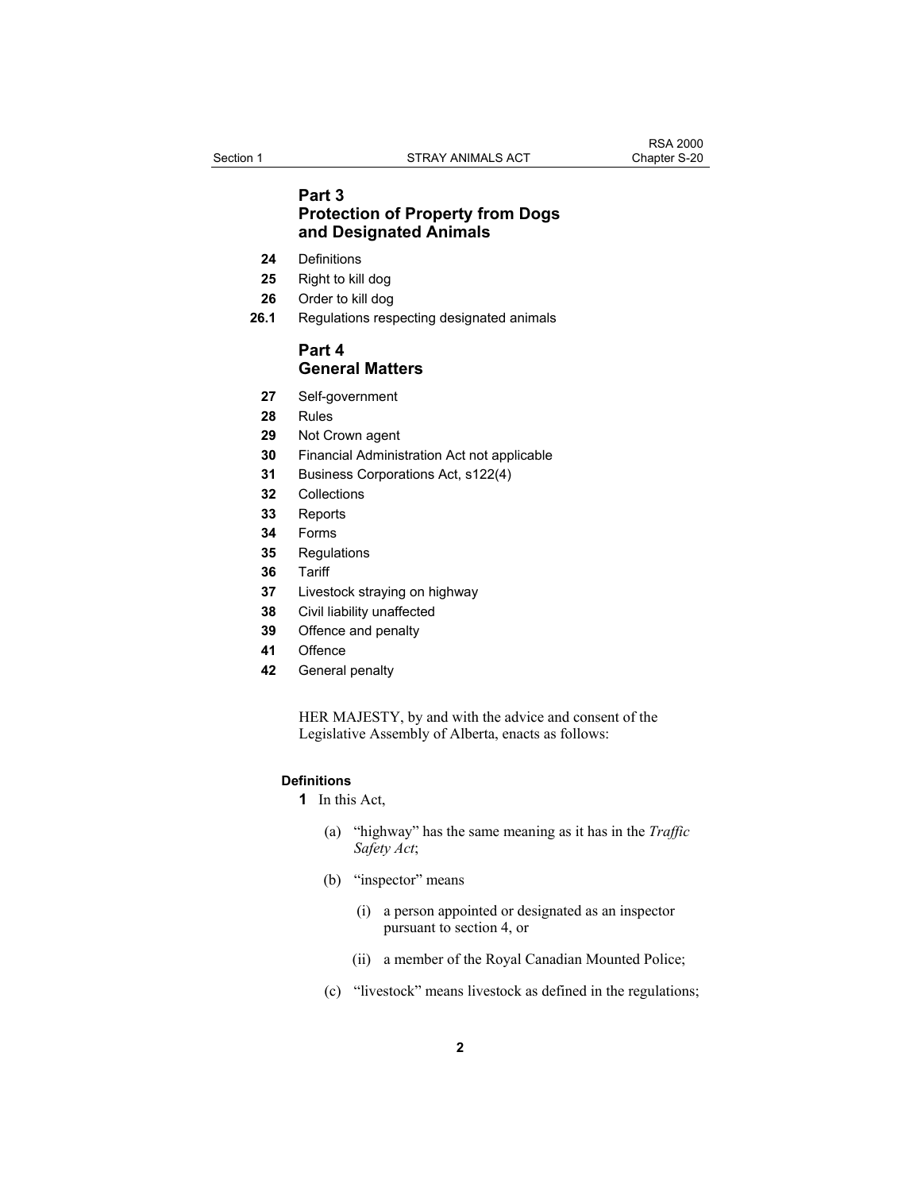## Part 3
## Protection of Property from Dogs and Designated Animals

**24** Definitions
**25** Right to kill dog
**26** Order to kill dog
**26.1** Regulations respecting designated animals

## Part 4
## General Matters

**27** Self-government
**28** Rules
**29** Not Crown agent
**30** Financial Administration Act not applicable
**31** Business Corporations Act, s122(4)
**32** Collections
**33** Reports
**34** Forms
**35** Regulations
**36** Tariff
**37** Livestock straying on highway
**38** Civil liability unaffected
**39** Offence and penalty
**41** Offence
**42** General penalty

HER MAJESTY, by and with the advice and consent of the Legislative Assembly of Alberta, enacts as follows:

#### Definitions

**1** In this Act,

(a) "highway" has the same meaning as it has in the *Traffic Safety Act*;

(b) "inspector" means

(i) a person appointed or designated as an inspector pursuant to section 4, or

(ii) a member of the Royal Canadian Mounted Police;

(c) "livestock" means livestock as defined in the regulations;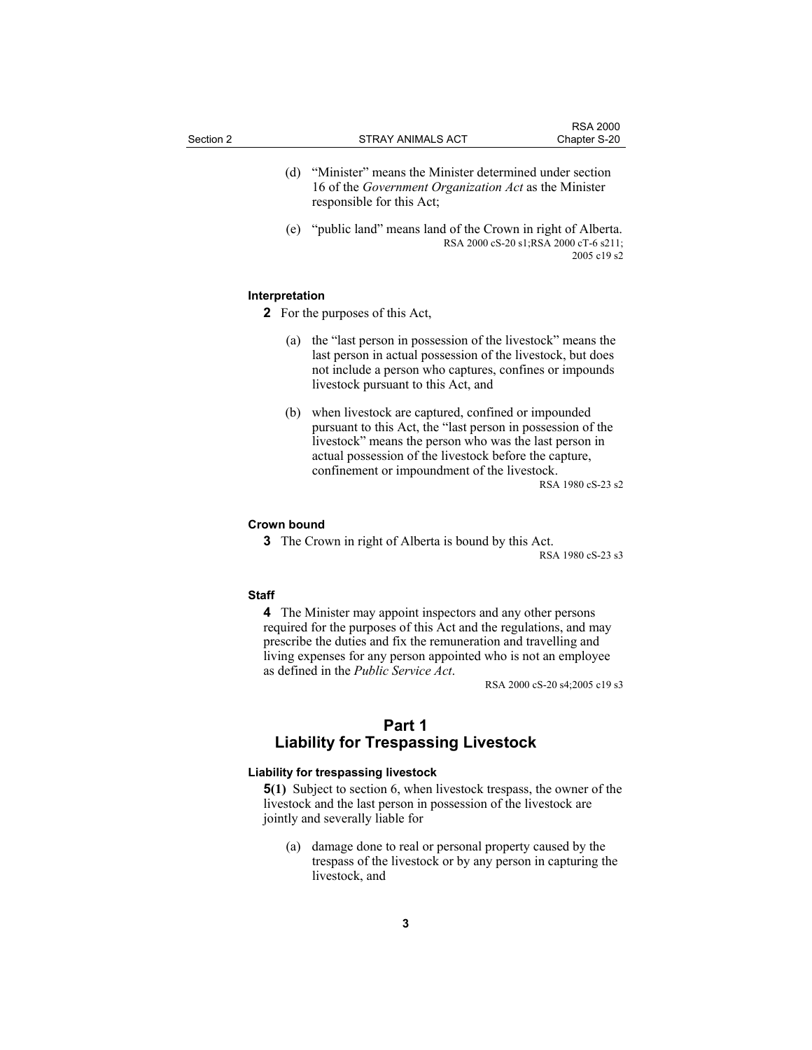(d) "Minister" means the Minister determined under section 16 of the *Government Organization Act* as the Minister responsible for this Act;

(e) "public land" means land of the Crown in right of Alberta.

RSA 2000 cS-20 s1;RSA 2000 cT-6 s211; 2005 c19 s2

**Interpretation**

**2** For the purposes of this Act,

(a) the "last person in possession of the livestock" means the last person in actual possession of the livestock, but does not include a person who captures, confines or impounds livestock pursuant to this Act, and

(b) when livestock are captured, confined or impounded pursuant to this Act, the "last person in possession of the livestock" means the person who was the last person in actual possession of the livestock before the capture, confinement or impoundment of the livestock.

RSA 1980 cS-23 s2

**Crown bound**

**3** The Crown in right of Alberta is bound by this Act.

RSA 1980 cS-23 s3

**Staff**

**4** The Minister may appoint inspectors and any other persons required for the purposes of this Act and the regulations, and may prescribe the duties and fix the remuneration and travelling and living expenses for any person appointed who is not an employee as defined in the *Public Service Act*.

RSA 2000 cS-20 s4;2005 c19 s3

## Part 1
## Liability for Trespassing Livestock

**Liability for trespassing livestock**

**5(1)** Subject to section 6, when livestock trespass, the owner of the livestock and the last person in possession of the livestock are jointly and severally liable for

(a) damage done to real or personal property caused by the trespass of the livestock or by any person in capturing the livestock, and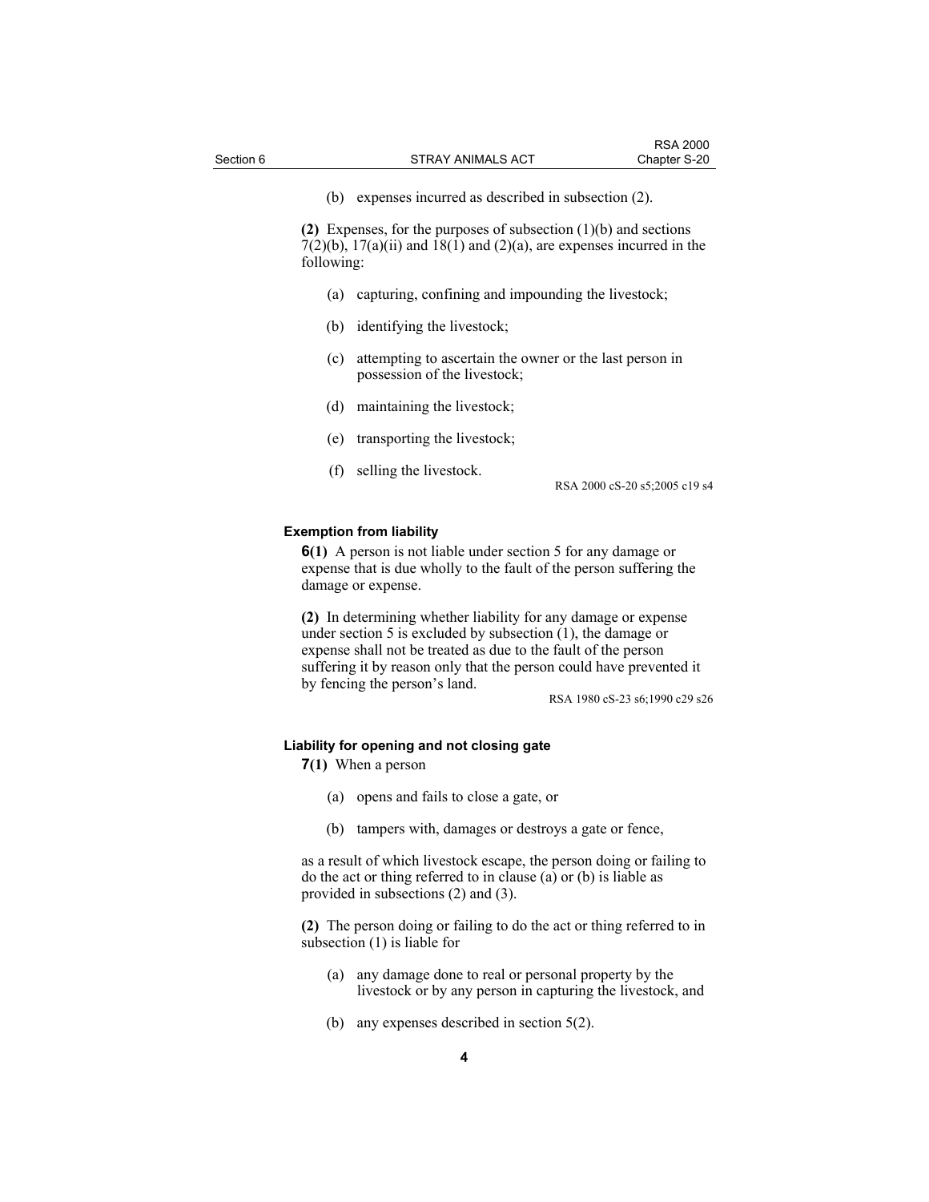(b) expenses incurred as described in subsection (2).

**(2)** Expenses, for the purposes of subsection (1)(b) and sections 7(2)(b), 17(a)(ii) and 18(1) and (2)(a), are expenses incurred in the following:

(a) capturing, confining and impounding the livestock;

(b) identifying the livestock;

(c) attempting to ascertain the owner or the last person in possession of the livestock;

(d) maintaining the livestock;

(e) transporting the livestock;

(f) selling the livestock.

RSA 2000 cS-20 s5;2005 c19 s4

#### Exemption from liability

**6(1)** A person is not liable under section 5 for any damage or expense that is due wholly to the fault of the person suffering the damage or expense.

**(2)** In determining whether liability for any damage or expense under section 5 is excluded by subsection (1), the damage or expense shall not be treated as due to the fault of the person suffering it by reason only that the person could have prevented it by fencing the person's land.

RSA 1980 cS-23 s6;1990 c29 s26

#### Liability for opening and not closing gate

**7(1)** When a person

(a) opens and fails to close a gate, or

(b) tampers with, damages or destroys a gate or fence,

as a result of which livestock escape, the person doing or failing to do the act or thing referred to in clause (a) or (b) is liable as provided in subsections (2) and (3).

**(2)** The person doing or failing to do the act or thing referred to in subsection (1) is liable for

(a) any damage done to real or personal property by the livestock or by any person in capturing the livestock, and

(b) any expenses described in section 5(2).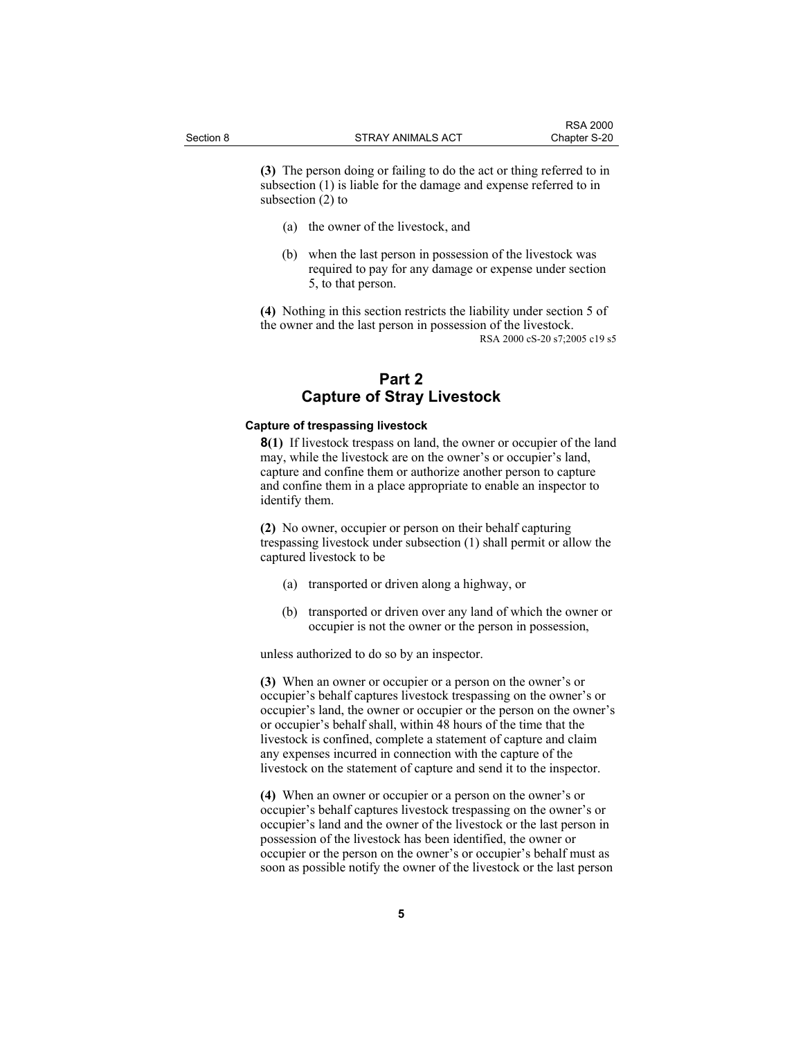**(3)** The person doing or failing to do the act or thing referred to in subsection (1) is liable for the damage and expense referred to in subsection (2) to

(a) the owner of the livestock, and

(b) when the last person in possession of the livestock was required to pay for any damage or expense under section 5, to that person.

**(4)** Nothing in this section restricts the liability under section 5 of the owner and the last person in possession of the livestock.

RSA 2000 cS-20 s7;2005 c19 s5

## Part 2
## Capture of Stray Livestock

#### Capture of trespassing livestock

**8(1)** If livestock trespass on land, the owner or occupier of the land may, while the livestock are on the owner's or occupier's land, capture and confine them or authorize another person to capture and confine them in a place appropriate to enable an inspector to identify them.

**(2)** No owner, occupier or person on their behalf capturing trespassing livestock under subsection (1) shall permit or allow the captured livestock to be

(a) transported or driven along a highway, or

(b) transported or driven over any land of which the owner or occupier is not the owner or the person in possession,

unless authorized to do so by an inspector.

**(3)** When an owner or occupier or a person on the owner's or occupier's behalf captures livestock trespassing on the owner's or occupier's land, the owner or occupier or the person on the owner's or occupier's behalf shall, within 48 hours of the time that the livestock is confined, complete a statement of capture and claim any expenses incurred in connection with the capture of the livestock on the statement of capture and send it to the inspector.

**(4)** When an owner or occupier or a person on the owner's or occupier's behalf captures livestock trespassing on the owner's or occupier's land and the owner of the livestock or the last person in possession of the livestock has been identified, the owner or occupier or the person on the owner's or occupier's behalf must as soon as possible notify the owner of the livestock or the last person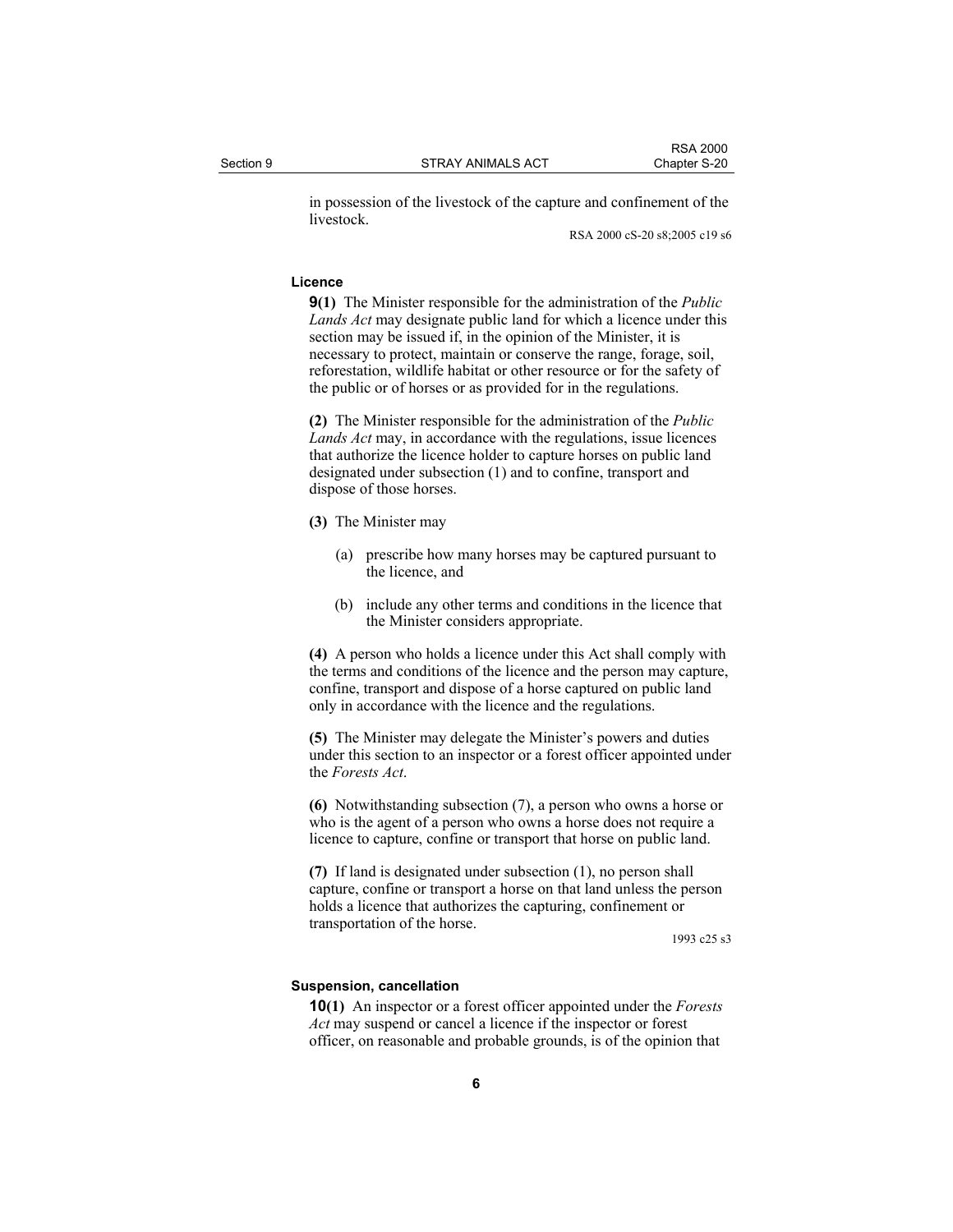in possession of the livestock of the capture and confinement of the livestock.

RSA 2000 cS-20 s8;2005 c19 s6

**Licence**

**9(1)** The Minister responsible for the administration of the *Public Lands Act* may designate public land for which a licence under this section may be issued if, in the opinion of the Minister, it is necessary to protect, maintain or conserve the range, forage, soil, reforestation, wildlife habitat or other resource or for the safety of the public or of horses or as provided for in the regulations.

**(2)** The Minister responsible for the administration of the *Public Lands Act* may, in accordance with the regulations, issue licences that authorize the licence holder to capture horses on public land designated under subsection (1) and to confine, transport and dispose of those horses.

**(3)** The Minister may

(a) prescribe how many horses may be captured pursuant to the licence, and

(b) include any other terms and conditions in the licence that the Minister considers appropriate.

**(4)** A person who holds a licence under this Act shall comply with the terms and conditions of the licence and the person may capture, confine, transport and dispose of a horse captured on public land only in accordance with the licence and the regulations.

**(5)** The Minister may delegate the Minister's powers and duties under this section to an inspector or a forest officer appointed under the *Forests Act*.

**(6)** Notwithstanding subsection (7), a person who owns a horse or who is the agent of a person who owns a horse does not require a licence to capture, confine or transport that horse on public land.

**(7)** If land is designated under subsection (1), no person shall capture, confine or transport a horse on that land unless the person holds a licence that authorizes the capturing, confinement or transportation of the horse.

1993 c25 s3

**Suspension, cancellation**

**10(1)** An inspector or a forest officer appointed under the *Forests Act* may suspend or cancel a licence if the inspector or forest officer, on reasonable and probable grounds, is of the opinion that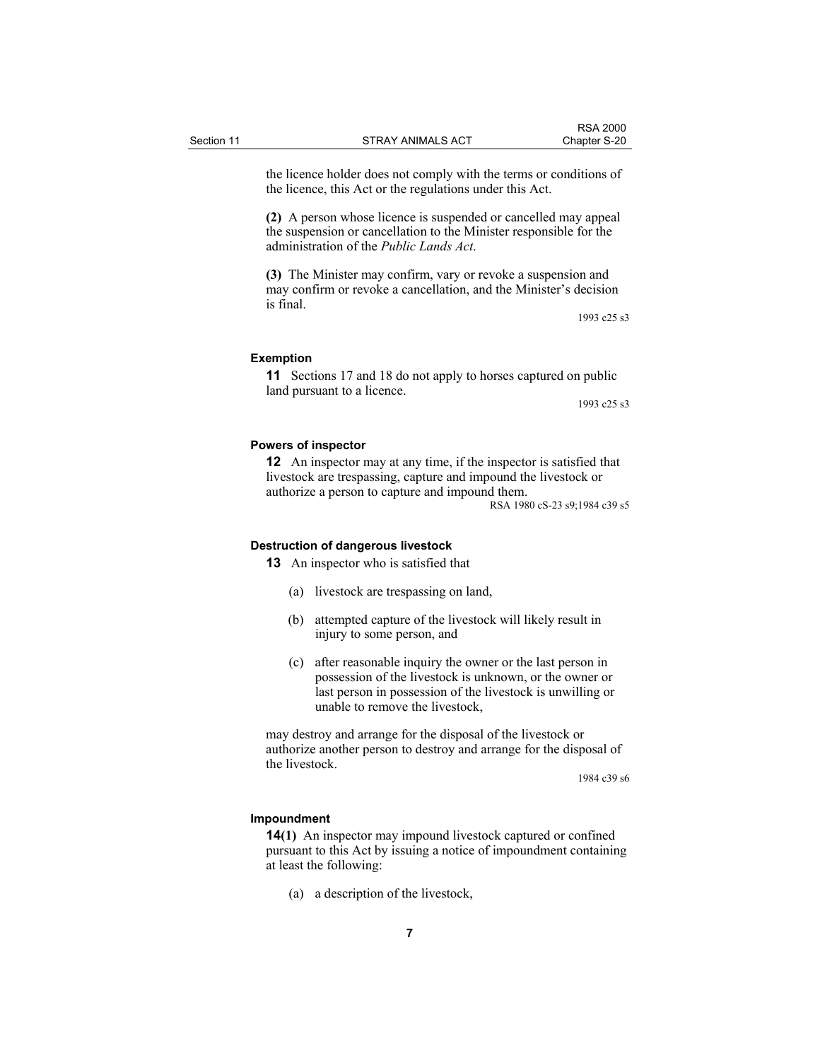the licence holder does not comply with the terms or conditions of the licence, this Act or the regulations under this Act.

**(2)** A person whose licence is suspended or cancelled may appeal the suspension or cancellation to the Minister responsible for the administration of the *Public Lands Act*.

**(3)** The Minister may confirm, vary or revoke a suspension and may confirm or revoke a cancellation, and the Minister's decision is final.

1993 c25 s3

**Exemption**

**11** Sections 17 and 18 do not apply to horses captured on public land pursuant to a licence.

1993 c25 s3

**Powers of inspector**

**12** An inspector may at any time, if the inspector is satisfied that livestock are trespassing, capture and impound the livestock or authorize a person to capture and impound them.

RSA 1980 cS-23 s9;1984 c39 s5

**Destruction of dangerous livestock**

**13** An inspector who is satisfied that

(a) livestock are trespassing on land,

(b) attempted capture of the livestock will likely result in injury to some person, and

(c) after reasonable inquiry the owner or the last person in possession of the livestock is unknown, or the owner or last person in possession of the livestock is unwilling or unable to remove the livestock,

may destroy and arrange for the disposal of the livestock or authorize another person to destroy and arrange for the disposal of the livestock.

1984 c39 s6

**Impoundment**

**14(1)** An inspector may impound livestock captured or confined pursuant to this Act by issuing a notice of impoundment containing at least the following:

(a) a description of the livestock,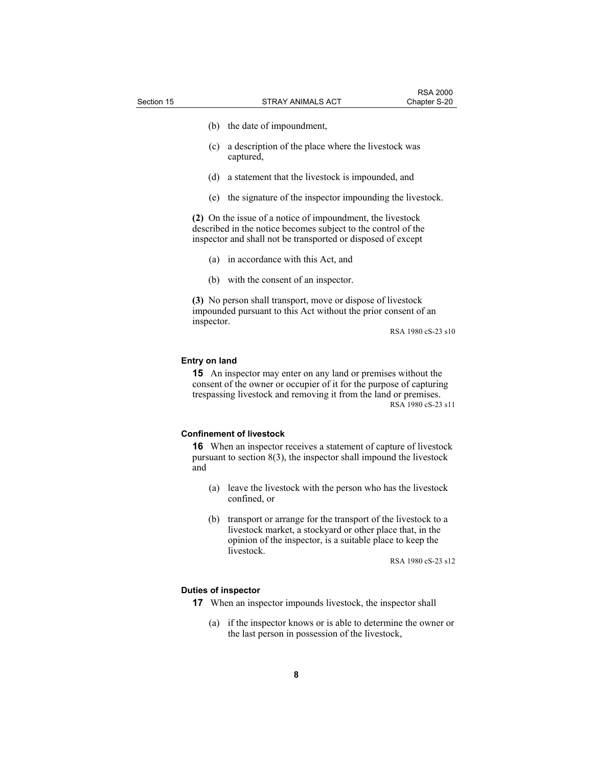(b) the date of impoundment,

(c) a description of the place where the livestock was captured,

(d) a statement that the livestock is impounded, and

(e) the signature of the inspector impounding the livestock.

**(2)** On the issue of a notice of impoundment, the livestock described in the notice becomes subject to the control of the inspector and shall not be transported or disposed of except

(a) in accordance with this Act, and

(b) with the consent of an inspector.

**(3)** No person shall transport, move or dispose of livestock impounded pursuant to this Act without the prior consent of an inspector.

RSA 1980 cS-23 s10

#### Entry on land

**15** An inspector may enter on any land or premises without the consent of the owner or occupier of it for the purpose of capturing trespassing livestock and removing it from the land or premises.

RSA 1980 cS-23 s11

#### Confinement of livestock

**16** When an inspector receives a statement of capture of livestock pursuant to section 8(3), the inspector shall impound the livestock and

(a) leave the livestock with the person who has the livestock confined, or

(b) transport or arrange for the transport of the livestock to a livestock market, a stockyard or other place that, in the opinion of the inspector, is a suitable place to keep the livestock.

RSA 1980 cS-23 s12

#### Duties of inspector

**17** When an inspector impounds livestock, the inspector shall

(a) if the inspector knows or is able to determine the owner or the last person in possession of the livestock,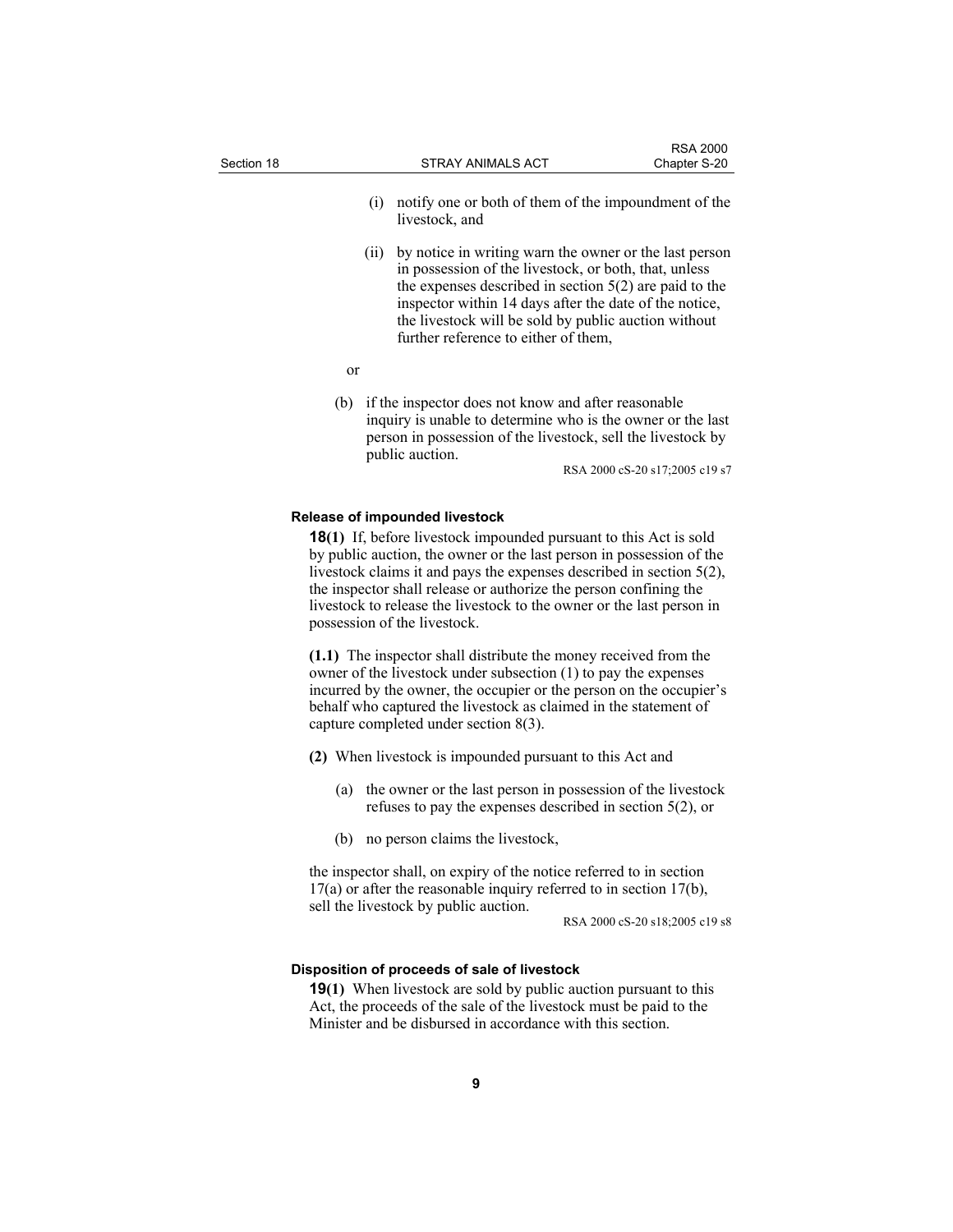(i) notify one or both of them of the impoundment of the livestock, and

(ii) by notice in writing warn the owner or the last person in possession of the livestock, or both, that, unless the expenses described in section 5(2) are paid to the inspector within 14 days after the date of the notice, the livestock will be sold by public auction without further reference to either of them,

or

(b) if the inspector does not know and after reasonable inquiry is unable to determine who is the owner or the last person in possession of the livestock, sell the livestock by public auction.

RSA 2000 cS-20 s17;2005 c19 s7

#### Release of impounded livestock

**18(1)** If, before livestock impounded pursuant to this Act is sold by public auction, the owner or the last person in possession of the livestock claims it and pays the expenses described in section 5(2), the inspector shall release or authorize the person confining the livestock to release the livestock to the owner or the last person in possession of the livestock.

**(1.1)** The inspector shall distribute the money received from the owner of the livestock under subsection (1) to pay the expenses incurred by the owner, the occupier or the person on the occupier's behalf who captured the livestock as claimed in the statement of capture completed under section 8(3).

**(2)** When livestock is impounded pursuant to this Act and

(a) the owner or the last person in possession of the livestock refuses to pay the expenses described in section 5(2), or

(b) no person claims the livestock,

the inspector shall, on expiry of the notice referred to in section 17(a) or after the reasonable inquiry referred to in section 17(b), sell the livestock by public auction.

RSA 2000 cS-20 s18;2005 c19 s8

#### Disposition of proceeds of sale of livestock

**19(1)** When livestock are sold by public auction pursuant to this Act, the proceeds of the sale of the livestock must be paid to the Minister and be disbursed in accordance with this section.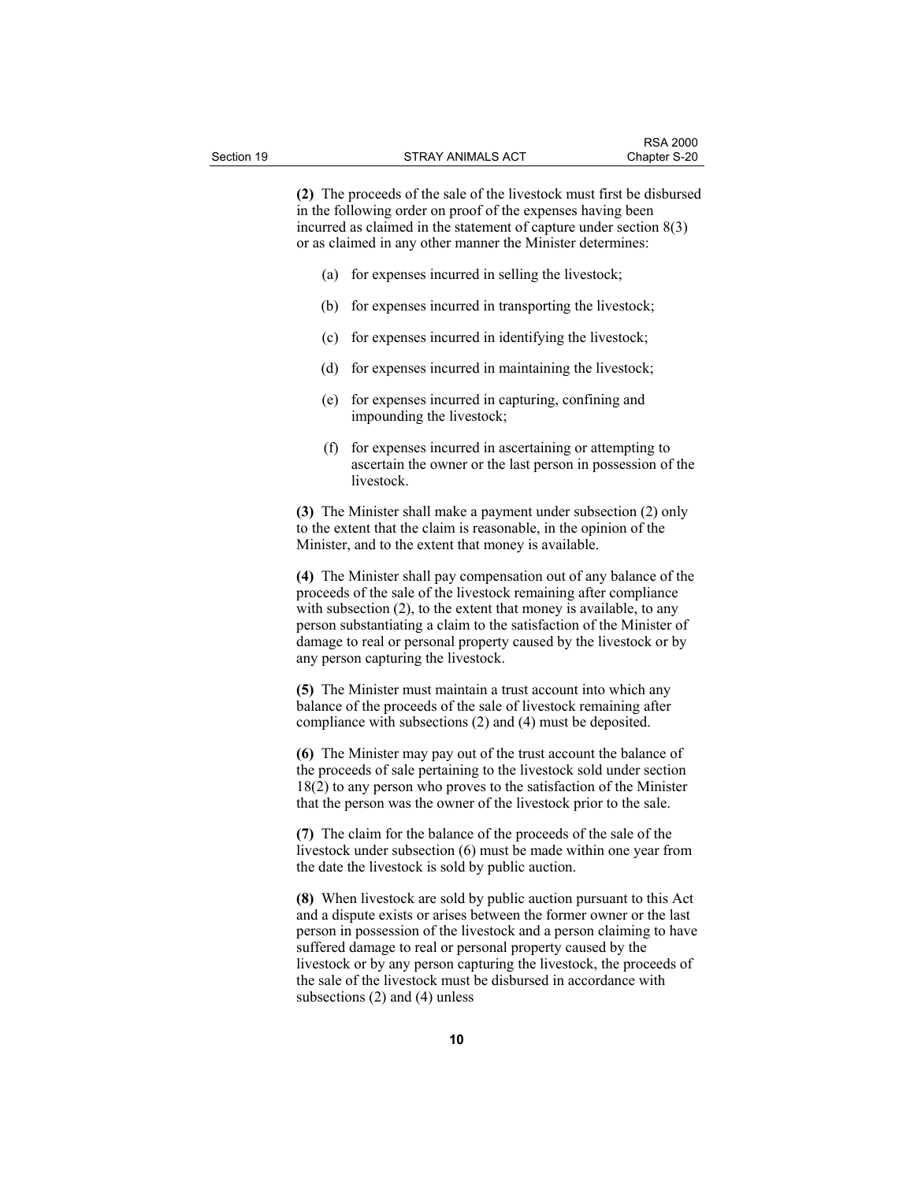**(2)** The proceeds of the sale of the livestock must first be disbursed in the following order on proof of the expenses having been incurred as claimed in the statement of capture under section 8(3) or as claimed in any other manner the Minister determines:

(a) for expenses incurred in selling the livestock;

(b) for expenses incurred in transporting the livestock;

(c) for expenses incurred in identifying the livestock;

(d) for expenses incurred in maintaining the livestock;

(e) for expenses incurred in capturing, confining and impounding the livestock;

(f) for expenses incurred in ascertaining or attempting to ascertain the owner or the last person in possession of the livestock.

**(3)** The Minister shall make a payment under subsection (2) only to the extent that the claim is reasonable, in the opinion of the Minister, and to the extent that money is available.

**(4)** The Minister shall pay compensation out of any balance of the proceeds of the sale of the livestock remaining after compliance with subsection (2), to the extent that money is available, to any person substantiating a claim to the satisfaction of the Minister of damage to real or personal property caused by the livestock or by any person capturing the livestock.

**(5)** The Minister must maintain a trust account into which any balance of the proceeds of the sale of livestock remaining after compliance with subsections (2) and (4) must be deposited.

**(6)** The Minister may pay out of the trust account the balance of the proceeds of sale pertaining to the livestock sold under section 18(2) to any person who proves to the satisfaction of the Minister that the person was the owner of the livestock prior to the sale.

**(7)** The claim for the balance of the proceeds of the sale of the livestock under subsection (6) must be made within one year from the date the livestock is sold by public auction.

**(8)** When livestock are sold by public auction pursuant to this Act and a dispute exists or arises between the former owner or the last person in possession of the livestock and a person claiming to have suffered damage to real or personal property caused by the livestock or by any person capturing the livestock, the proceeds of the sale of the livestock must be disbursed in accordance with subsections (2) and (4) unless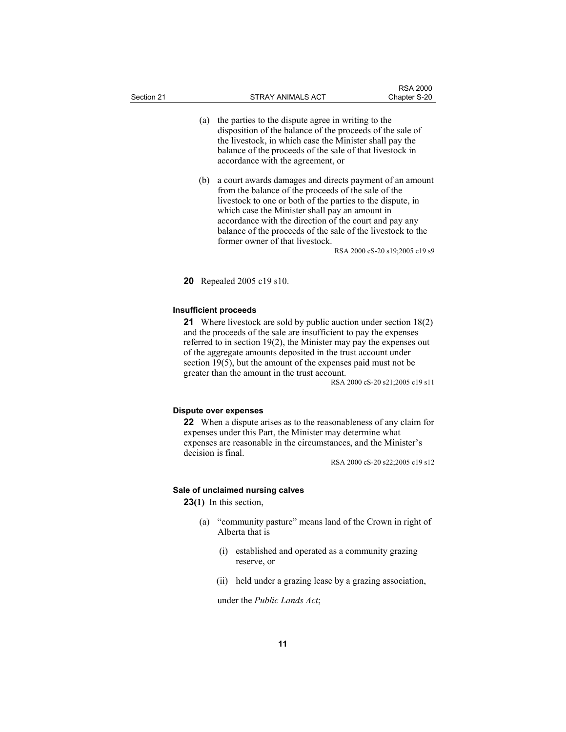(a) the parties to the dispute agree in writing to the disposition of the balance of the proceeds of the sale of the livestock, in which case the Minister shall pay the balance of the proceeds of the sale of that livestock in accordance with the agreement, or

(b) a court awards damages and directs payment of an amount from the balance of the proceeds of the sale of the livestock to one or both of the parties to the dispute, in which case the Minister shall pay an amount in accordance with the direction of the court and pay any balance of the proceeds of the sale of the livestock to the former owner of that livestock.

RSA 2000 cS-20 s19;2005 c19 s9

**20** Repealed 2005 c19 s10.

#### Insufficient proceeds

**21** Where livestock are sold by public auction under section 18(2) and the proceeds of the sale are insufficient to pay the expenses referred to in section 19(2), the Minister may pay the expenses out of the aggregate amounts deposited in the trust account under section 19(5), but the amount of the expenses paid must not be greater than the amount in the trust account.

RSA 2000 cS-20 s21;2005 c19 s11

#### Dispute over expenses

**22** When a dispute arises as to the reasonableness of any claim for expenses under this Part, the Minister may determine what expenses are reasonable in the circumstances, and the Minister's decision is final.

RSA 2000 cS-20 s22;2005 c19 s12

#### Sale of unclaimed nursing calves

**23(1)** In this section,

(a) "community pasture" means land of the Crown in right of Alberta that is

(i) established and operated as a community grazing reserve, or

(ii) held under a grazing lease by a grazing association,

under the *Public Lands Act*;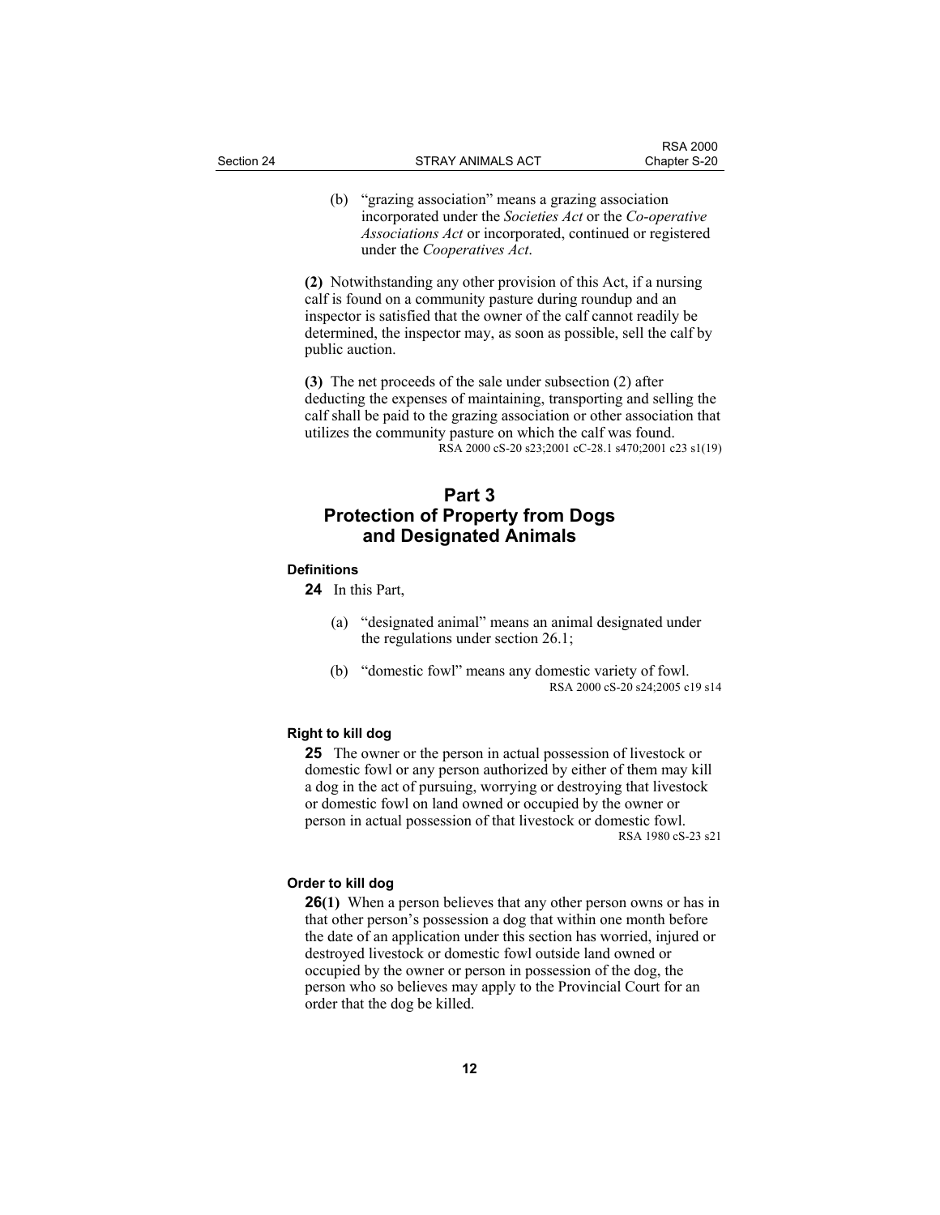(b) "grazing association" means a grazing association incorporated under the *Societies Act* or the *Co-operative Associations Act* or incorporated, continued or registered under the *Cooperatives Act*.

**(2)** Notwithstanding any other provision of this Act, if a nursing calf is found on a community pasture during roundup and an inspector is satisfied that the owner of the calf cannot readily be determined, the inspector may, as soon as possible, sell the calf by public auction.

**(3)** The net proceeds of the sale under subsection (2) after deducting the expenses of maintaining, transporting and selling the calf shall be paid to the grazing association or other association that utilizes the community pasture on which the calf was found.

RSA 2000 cS-20 s23;2001 cC-28.1 s470;2001 c23 s1(19)

## Part 3
## Protection of Property from Dogs and Designated Animals

#### Definitions

**24** In this Part,

(a) "designated animal" means an animal designated under the regulations under section 26.1;

(b) "domestic fowl" means any domestic variety of fowl.

RSA 2000 cS-20 s24;2005 c19 s14

#### Right to kill dog

**25** The owner or the person in actual possession of livestock or domestic fowl or any person authorized by either of them may kill a dog in the act of pursuing, worrying or destroying that livestock or domestic fowl on land owned or occupied by the owner or person in actual possession of that livestock or domestic fowl.

RSA 1980 cS-23 s21

#### Order to kill dog

**26(1)** When a person believes that any other person owns or has in that other person's possession a dog that within one month before the date of an application under this section has worried, injured or destroyed livestock or domestic fowl outside land owned or occupied by the owner or person in possession of the dog, the person who so believes may apply to the Provincial Court for an order that the dog be killed.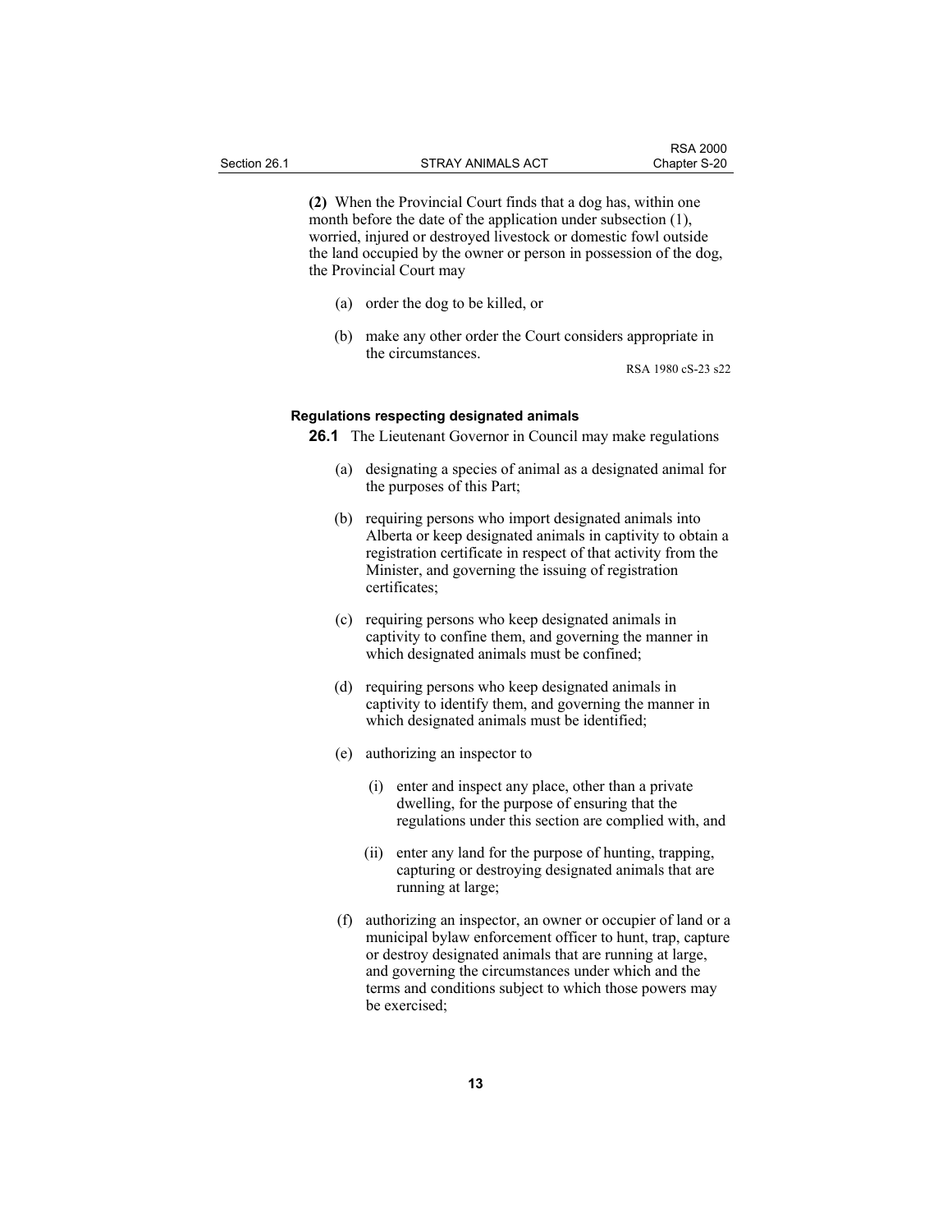**(2)** When the Provincial Court finds that a dog has, within one month before the date of the application under subsection (1), worried, injured or destroyed livestock or domestic fowl outside the land occupied by the owner or person in possession of the dog, the Provincial Court may

(a) order the dog to be killed, or

(b) make any other order the Court considers appropriate in the circumstances.

RSA 1980 cS-23 s22

**Regulations respecting designated animals**

**26.1** The Lieutenant Governor in Council may make regulations

(a) designating a species of animal as a designated animal for the purposes of this Part;

(b) requiring persons who import designated animals into Alberta or keep designated animals in captivity to obtain a registration certificate in respect of that activity from the Minister, and governing the issuing of registration certificates;

(c) requiring persons who keep designated animals in captivity to confine them, and governing the manner in which designated animals must be confined;

(d) requiring persons who keep designated animals in captivity to identify them, and governing the manner in which designated animals must be identified;

(e) authorizing an inspector to

(i) enter and inspect any place, other than a private dwelling, for the purpose of ensuring that the regulations under this section are complied with, and

(ii) enter any land for the purpose of hunting, trapping, capturing or destroying designated animals that are running at large;

(f) authorizing an inspector, an owner or occupier of land or a municipal bylaw enforcement officer to hunt, trap, capture or destroy designated animals that are running at large, and governing the circumstances under which and the terms and conditions subject to which those powers may be exercised;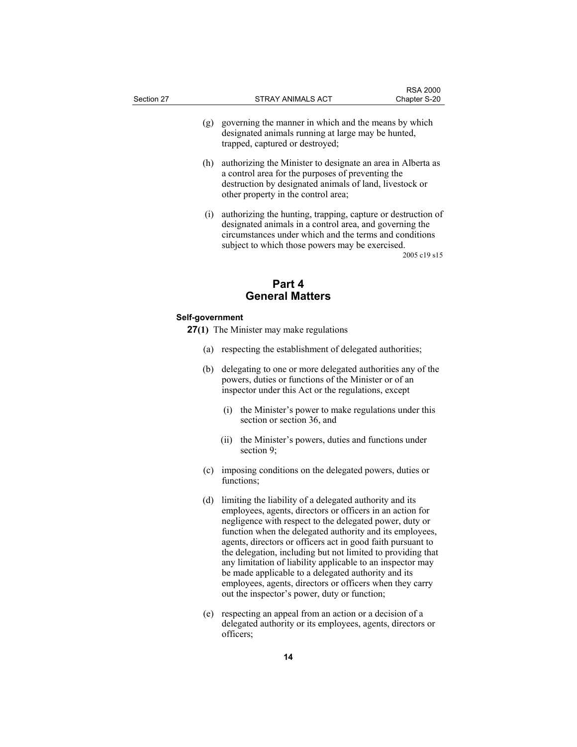(g) governing the manner in which and the means by which designated animals running at large may be hunted, trapped, captured or destroyed;

(h) authorizing the Minister to designate an area in Alberta as a control area for the purposes of preventing the destruction by designated animals of land, livestock or other property in the control area;

(i) authorizing the hunting, trapping, capture or destruction of designated animals in a control area, and governing the circumstances under which and the terms and conditions subject to which those powers may be exercised.

2005 c19 s15

## Part 4
## General Matters

**Self-government**

**27(1)** The Minister may make regulations

(a) respecting the establishment of delegated authorities;

(b) delegating to one or more delegated authorities any of the powers, duties or functions of the Minister or of an inspector under this Act or the regulations, except

(i) the Minister's power to make regulations under this section or section 36, and

(ii) the Minister's powers, duties and functions under section 9;

(c) imposing conditions on the delegated powers, duties or functions;

(d) limiting the liability of a delegated authority and its employees, agents, directors or officers in an action for negligence with respect to the delegated power, duty or function when the delegated authority and its employees, agents, directors or officers act in good faith pursuant to the delegation, including but not limited to providing that any limitation of liability applicable to an inspector may be made applicable to a delegated authority and its employees, agents, directors or officers when they carry out the inspector's power, duty or function;

(e) respecting an appeal from an action or a decision of a delegated authority or its employees, agents, directors or officers;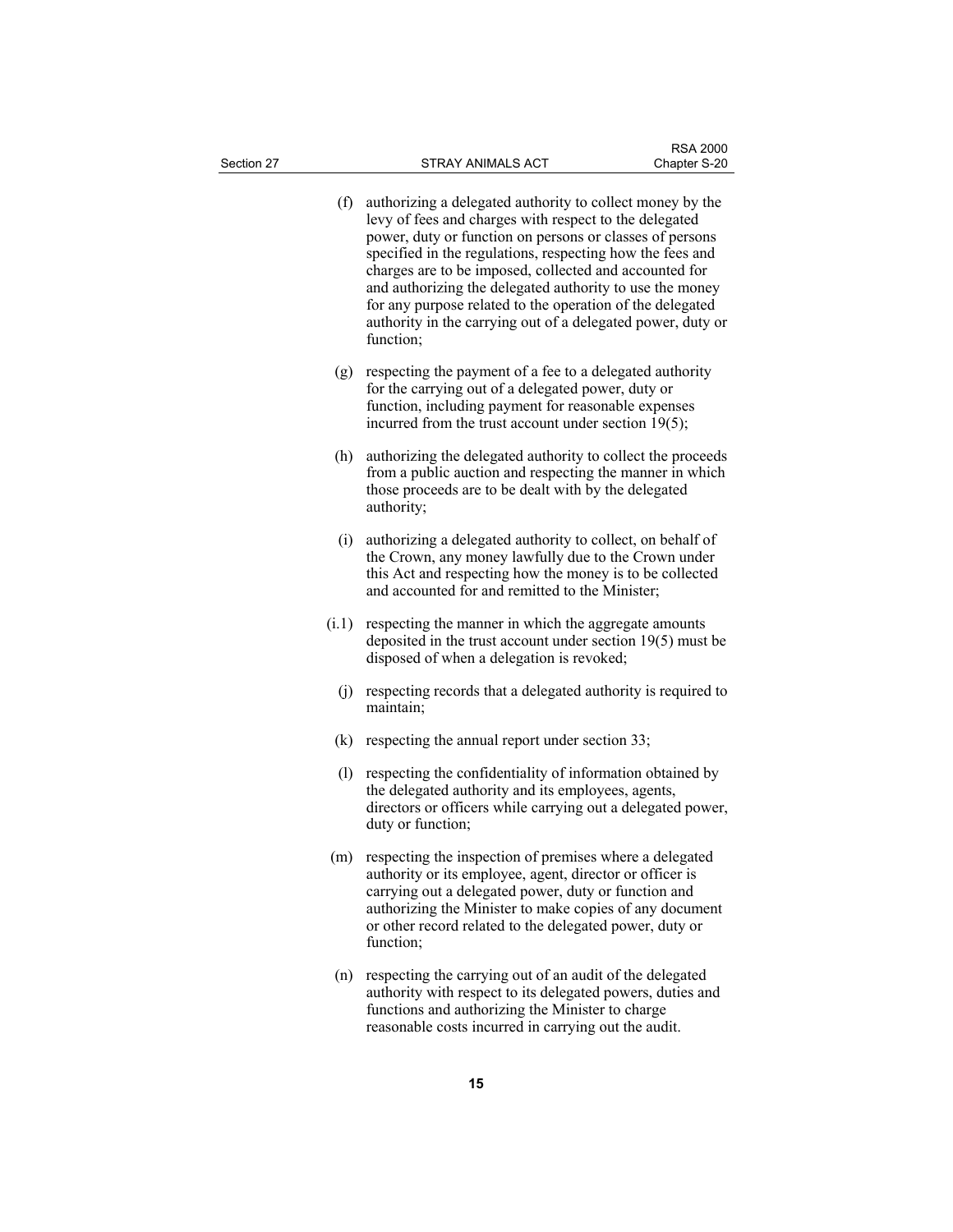(f) authorizing a delegated authority to collect money by the levy of fees and charges with respect to the delegated power, duty or function on persons or classes of persons specified in the regulations, respecting how the fees and charges are to be imposed, collected and accounted for and authorizing the delegated authority to use the money for any purpose related to the operation of the delegated authority in the carrying out of a delegated power, duty or function;

(g) respecting the payment of a fee to a delegated authority for the carrying out of a delegated power, duty or function, including payment for reasonable expenses incurred from the trust account under section 19(5);

(h) authorizing the delegated authority to collect the proceeds from a public auction and respecting the manner in which those proceeds are to be dealt with by the delegated authority;

(i) authorizing a delegated authority to collect, on behalf of the Crown, any money lawfully due to the Crown under this Act and respecting how the money is to be collected and accounted for and remitted to the Minister;

(i.1) respecting the manner in which the aggregate amounts deposited in the trust account under section 19(5) must be disposed of when a delegation is revoked;

(j) respecting records that a delegated authority is required to maintain;

(k) respecting the annual report under section 33;

(l) respecting the confidentiality of information obtained by the delegated authority and its employees, agents, directors or officers while carrying out a delegated power, duty or function;

(m) respecting the inspection of premises where a delegated authority or its employee, agent, director or officer is carrying out a delegated power, duty or function and authorizing the Minister to make copies of any document or other record related to the delegated power, duty or function;

(n) respecting the carrying out of an audit of the delegated authority with respect to its delegated powers, duties and functions and authorizing the Minister to charge reasonable costs incurred in carrying out the audit.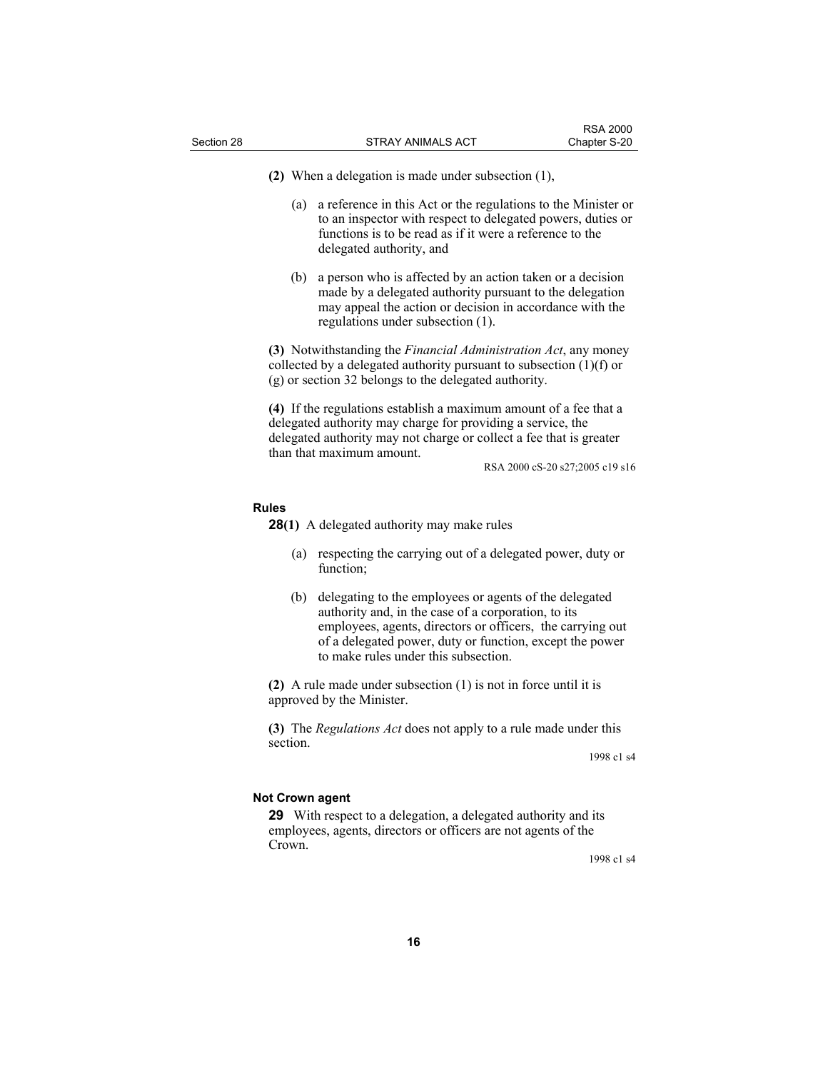**(2)** When a delegation is made under subsection (1),

(a) a reference in this Act or the regulations to the Minister or to an inspector with respect to delegated powers, duties or functions is to be read as if it were a reference to the delegated authority, and

(b) a person who is affected by an action taken or a decision made by a delegated authority pursuant to the delegation may appeal the action or decision in accordance with the regulations under subsection (1).

**(3)** Notwithstanding the *Financial Administration Act*, any money collected by a delegated authority pursuant to subsection (1)(f) or (g) or section 32 belongs to the delegated authority.

**(4)** If the regulations establish a maximum amount of a fee that a delegated authority may charge for providing a service, the delegated authority may not charge or collect a fee that is greater than that maximum amount.

RSA 2000 cS-20 s27;2005 c19 s16

**Rules**

**28(1)** A delegated authority may make rules

(a) respecting the carrying out of a delegated power, duty or function;

(b) delegating to the employees or agents of the delegated authority and, in the case of a corporation, to its employees, agents, directors or officers, the carrying out of a delegated power, duty or function, except the power to make rules under this subsection.

**(2)** A rule made under subsection (1) is not in force until it is approved by the Minister.

**(3)** The *Regulations Act* does not apply to a rule made under this section.

1998 c1 s4

**Not Crown agent**

**29** With respect to a delegation, a delegated authority and its employees, agents, directors or officers are not agents of the Crown.

1998 c1 s4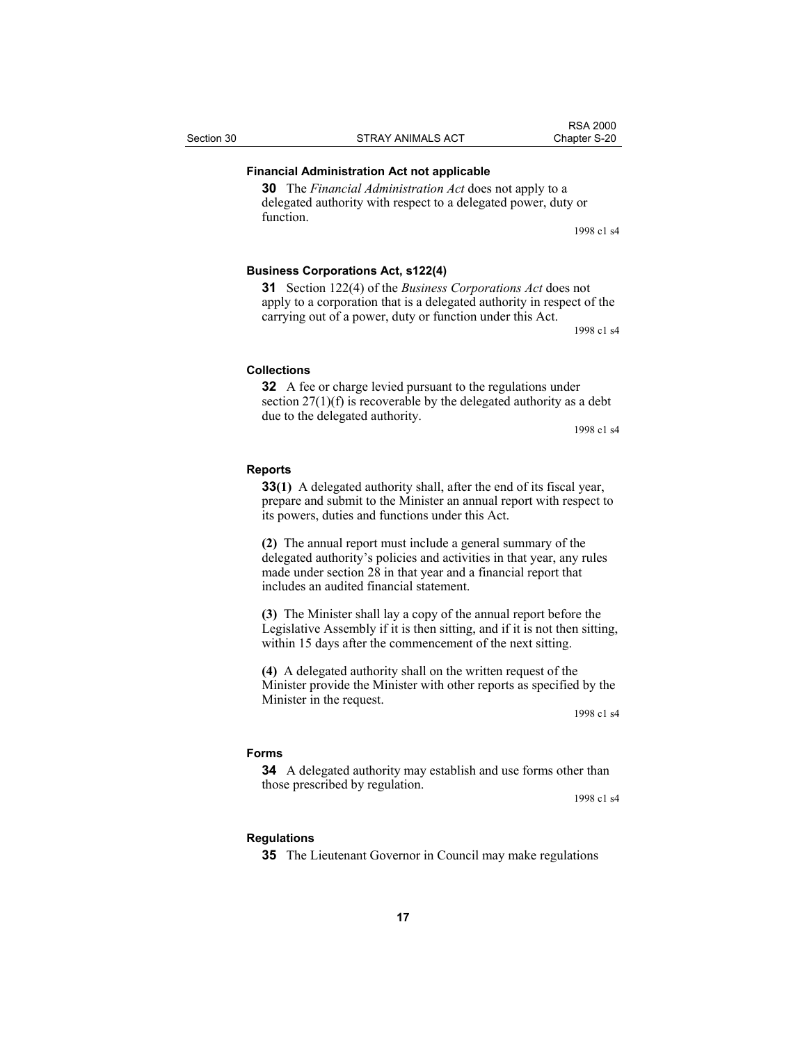**Financial Administration Act not applicable**

**30** The *Financial Administration Act* does not apply to a delegated authority with respect to a delegated power, duty or function.

1998 c1 s4

**Business Corporations Act, s122(4)**

**31** Section 122(4) of the *Business Corporations Act* does not apply to a corporation that is a delegated authority in respect of the carrying out of a power, duty or function under this Act.

1998 c1 s4

**Collections**

**32** A fee or charge levied pursuant to the regulations under section 27(1)(f) is recoverable by the delegated authority as a debt due to the delegated authority.

1998 c1 s4

**Reports**

**33(1)** A delegated authority shall, after the end of its fiscal year, prepare and submit to the Minister an annual report with respect to its powers, duties and functions under this Act.

**(2)** The annual report must include a general summary of the delegated authority's policies and activities in that year, any rules made under section 28 in that year and a financial report that includes an audited financial statement.

**(3)** The Minister shall lay a copy of the annual report before the Legislative Assembly if it is then sitting, and if it is not then sitting, within 15 days after the commencement of the next sitting.

**(4)** A delegated authority shall on the written request of the Minister provide the Minister with other reports as specified by the Minister in the request.

1998 c1 s4

**Forms**

**34** A delegated authority may establish and use forms other than those prescribed by regulation.

1998 c1 s4

**Regulations**

**35** The Lieutenant Governor in Council may make regulations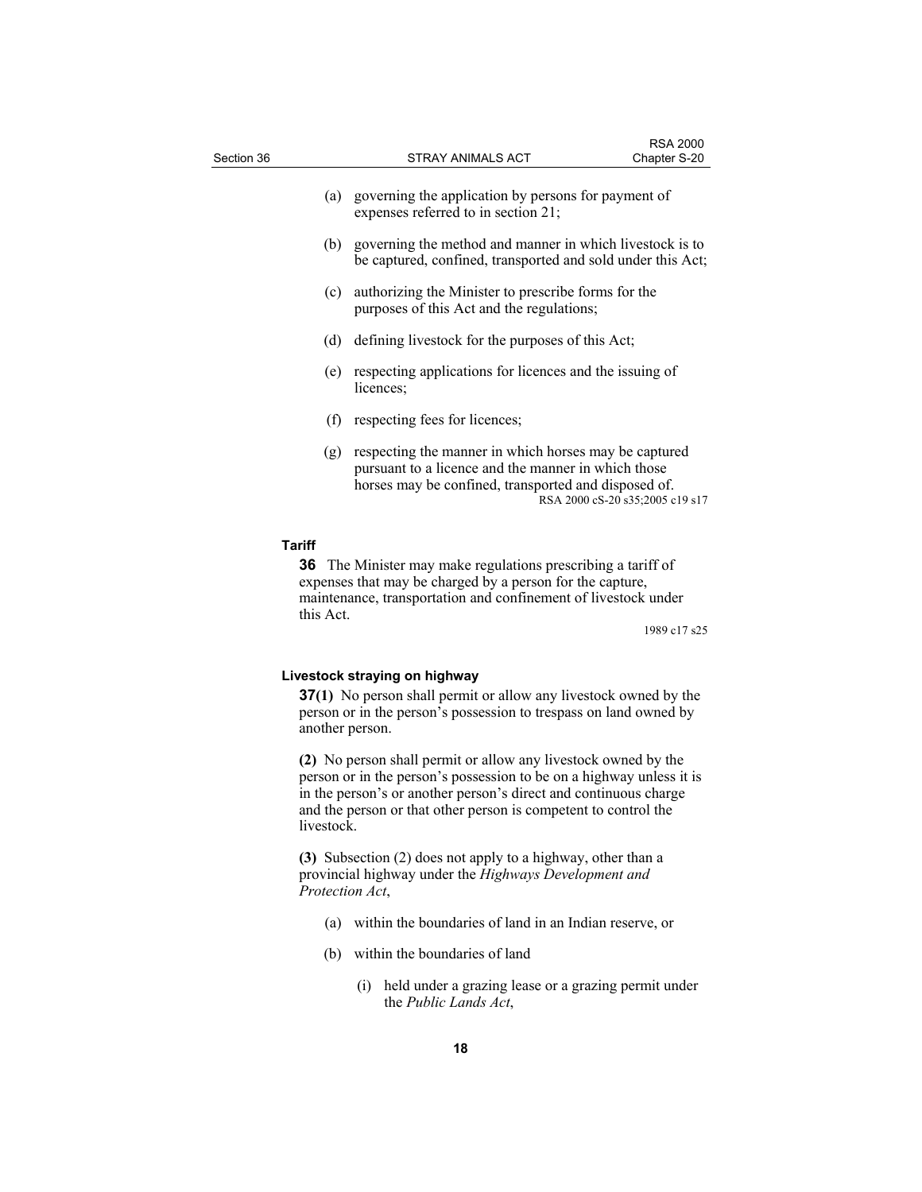(a) governing the application by persons for payment of expenses referred to in section 21;

(b) governing the method and manner in which livestock is to be captured, confined, transported and sold under this Act;

(c) authorizing the Minister to prescribe forms for the purposes of this Act and the regulations;

(d) defining livestock for the purposes of this Act;

(e) respecting applications for licences and the issuing of licences;

(f) respecting fees for licences;

(g) respecting the manner in which horses may be captured pursuant to a licence and the manner in which those horses may be confined, transported and disposed of.

RSA 2000 cS-20 s35;2005 c19 s17

**Tariff**

**36** The Minister may make regulations prescribing a tariff of expenses that may be charged by a person for the capture, maintenance, transportation and confinement of livestock under this Act.

1989 c17 s25

**Livestock straying on highway**

**37(1)** No person shall permit or allow any livestock owned by the person or in the person's possession to trespass on land owned by another person.

**(2)** No person shall permit or allow any livestock owned by the person or in the person's possession to be on a highway unless it is in the person's or another person's direct and continuous charge and the person or that other person is competent to control the livestock.

**(3)** Subsection (2) does not apply to a highway, other than a provincial highway under the *Highways Development and Protection Act*,

(a) within the boundaries of land in an Indian reserve, or

(b) within the boundaries of land

(i) held under a grazing lease or a grazing permit under the *Public Lands Act*,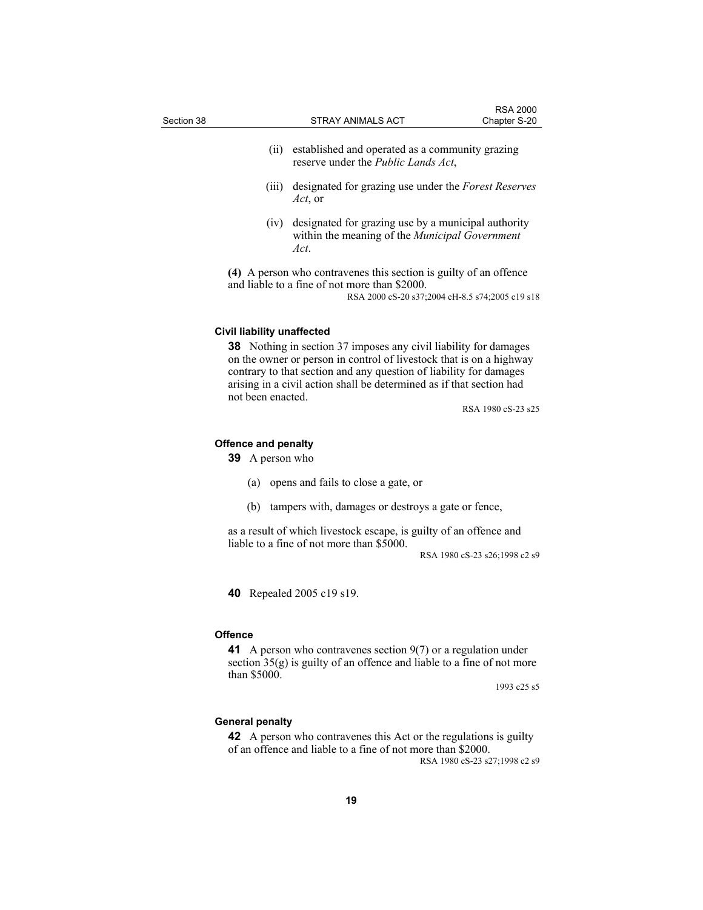(ii) established and operated as a community grazing reserve under the *Public Lands Act*,

(iii) designated for grazing use under the *Forest Reserves Act*, or

(iv) designated for grazing use by a municipal authority within the meaning of the *Municipal Government Act*.

**(4)** A person who contravenes this section is guilty of an offence and liable to a fine of not more than $2000.

RSA 2000 cS-20 s37;2004 cH-8.5 s74;2005 c19 s18

#### Civil liability unaffected

**38** Nothing in section 37 imposes any civil liability for damages on the owner or person in control of livestock that is on a highway contrary to that section and any question of liability for damages arising in a civil action shall be determined as if that section had not been enacted.

RSA 1980 cS-23 s25

#### Offence and penalty

**39** A person who

(a) opens and fails to close a gate, or

(b) tampers with, damages or destroys a gate or fence,

as a result of which livestock escape, is guilty of an offence and liable to a fine of not more than $5000.

RSA 1980 cS-23 s26;1998 c2 s9

**40** Repealed 2005 c19 s19.

#### Offence

**41** A person who contravenes section 9(7) or a regulation under section 35(g) is guilty of an offence and liable to a fine of not more than $5000.

1993 c25 s5

#### General penalty

**42** A person who contravenes this Act or the regulations is guilty of an offence and liable to a fine of not more than $2000.

RSA 1980 cS-23 s27;1998 c2 s9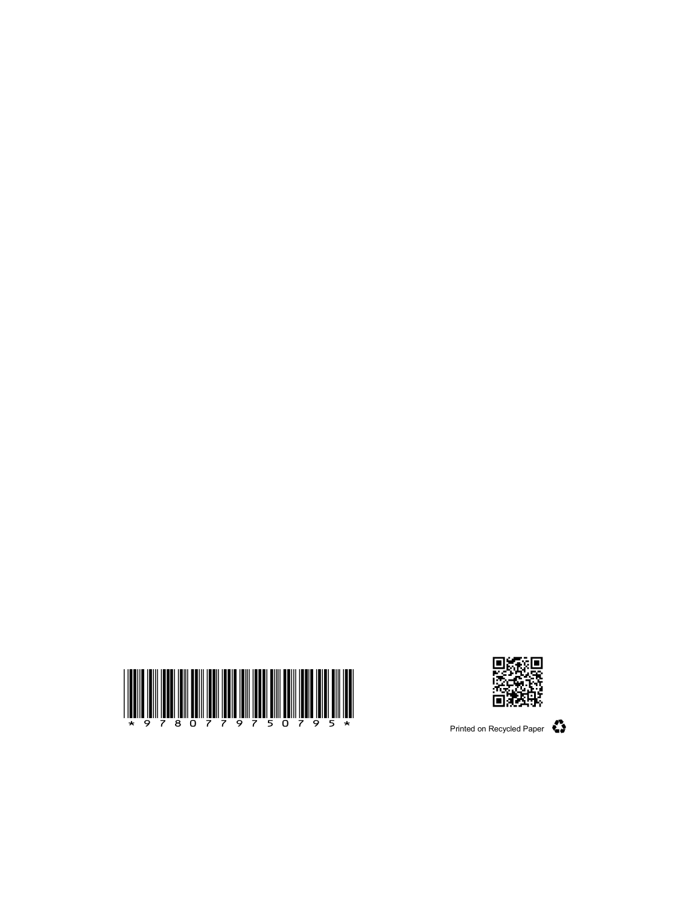\* 9 7 8 0 7 7 9 7 5 0 7 9 5 \*

Printed on Recycled Paper